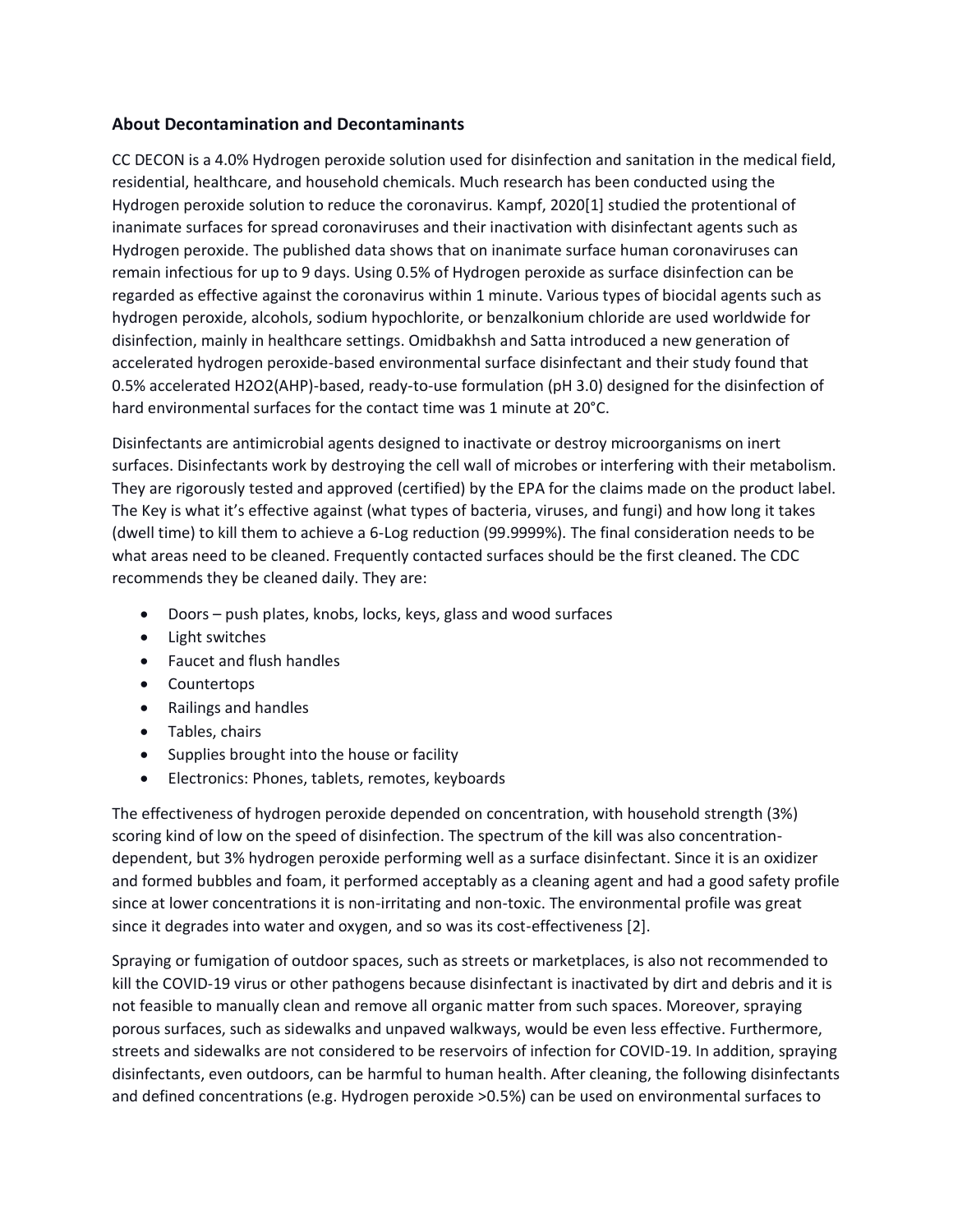### About Decontamination and Decontaminants

CC DECON is a 4.0% Hydrogen peroxide solution used for disinfection and sanitation in the medical field, residential, healthcare, and household chemicals. Much research has been conducted using the Hydrogen peroxide solution to reduce the coronavirus. Kampf, 2020[1] studied the protentional of inanimate surfaces for spread coronaviruses and their inactivation with disinfectant agents such as Hydrogen peroxide. The published data shows that on inanimate surface human coronaviruses can remain infectious for up to 9 days. Using 0.5% of Hydrogen peroxide as surface disinfection can be regarded as effective against the coronavirus within 1 minute. Various types of biocidal agents such as hydrogen peroxide, alcohols, sodium hypochlorite, or benzalkonium chloride are used worldwide for disinfection, mainly in healthcare settings. Omidbakhsh and Satta introduced a new generation of accelerated hydrogen peroxide-based environmental surface disinfectant and their study found that 0.5% accelerated $H_2O_2$(AHP)-based, ready-to-use formulation (pH 3.0) designed for the disinfection of hard environmental surfaces for the contact time was 1 minute at 20°C.

Disinfectants are antimicrobial agents designed to inactivate or destroy microorganisms on inert surfaces. Disinfectants work by destroying the cell wall of microbes or interfering with their metabolism. They are rigorously tested and approved (certified) by the EPA for the claims made on the product label. The Key is what it's effective against (what types of bacteria, viruses, and fungi) and how long it takes (dwell time) to kill them to achieve a 6-Log reduction (99.9999%). The final consideration needs to be what areas need to be cleaned. Frequently contacted surfaces should be the first cleaned. The CDC recommends they be cleaned daily. They are:

- Doors – push plates, knobs, locks, keys, glass and wood surfaces
- Light switches
- Faucet and flush handles
- Countertops
- Railings and handles
- Tables, chairs
- Supplies brought into the house or facility
- Electronics: Phones, tablets, remotes, keyboards

The effectiveness of hydrogen peroxide depended on concentration, with household strength (3%) scoring kind of low on the speed of disinfection. The spectrum of the kill was also concentration-dependent, but 3% hydrogen peroxide performing well as a surface disinfectant. Since it is an oxidizer and formed bubbles and foam, it performed acceptably as a cleaning agent and had a good safety profile since at lower concentrations it is non-irritating and non-toxic. The environmental profile was great since it degrades into water and oxygen, and so was its cost-effectiveness [2].

Spraying or fumigation of outdoor spaces, such as streets or marketplaces, is also not recommended to kill the COVID-19 virus or other pathogens because disinfectant is inactivated by dirt and debris and it is not feasible to manually clean and remove all organic matter from such spaces. Moreover, spraying porous surfaces, such as sidewalks and unpaved walkways, would be even less effective. Furthermore, streets and sidewalks are not considered to be reservoirs of infection for COVID-19. In addition, spraying disinfectants, even outdoors, can be harmful to human health. After cleaning, the following disinfectants and defined concentrations (e.g. Hydrogen peroxide >0.5%) can be used on environmental surfaces to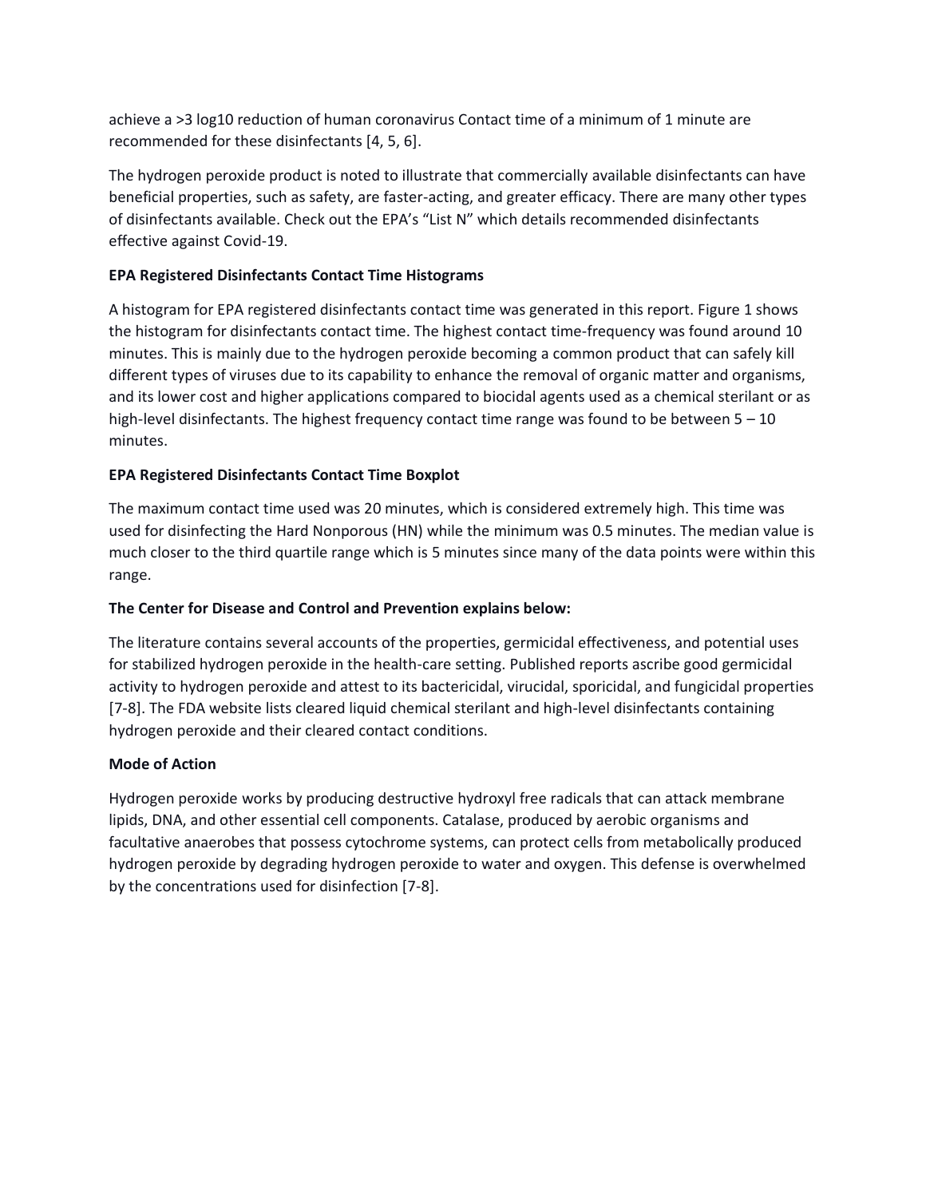achieve a >3 log10 reduction of human coronavirus Contact time of a minimum of 1 minute are recommended for these disinfectants [4, 5, 6].

The hydrogen peroxide product is noted to illustrate that commercially available disinfectants can have beneficial properties, such as safety, are faster-acting, and greater efficacy. There are many other types of disinfectants available. Check out the EPA's "List N" which details recommended disinfectants effective against Covid-19.

**EPA Registered Disinfectants Contact Time Histograms**

A histogram for EPA registered disinfectants contact time was generated in this report. Figure 1 shows the histogram for disinfectants contact time. The highest contact time-frequency was found around 10 minutes. This is mainly due to the hydrogen peroxide becoming a common product that can safely kill different types of viruses due to its capability to enhance the removal of organic matter and organisms, and its lower cost and higher applications compared to biocidal agents used as a chemical sterilant or as high-level disinfectants. The highest frequency contact time range was found to be between 5 – 10 minutes.

**EPA Registered Disinfectants Contact Time Boxplot**

The maximum contact time used was 20 minutes, which is considered extremely high. This time was used for disinfecting the Hard Nonporous (HN) while the minimum was 0.5 minutes. The median value is much closer to the third quartile range which is 5 minutes since many of the data points were within this range.

**The Center for Disease and Control and Prevention explains below:**

The literature contains several accounts of the properties, germicidal effectiveness, and potential uses for stabilized hydrogen peroxide in the health-care setting. Published reports ascribe good germicidal activity to hydrogen peroxide and attest to its bactericidal, virucidal, sporicidal, and fungicidal properties [7-8]. The FDA website lists cleared liquid chemical sterilant and high-level disinfectants containing hydrogen peroxide and their cleared contact conditions.

**Mode of Action**

Hydrogen peroxide works by producing destructive hydroxyl free radicals that can attack membrane lipids, DNA, and other essential cell components. Catalase, produced by aerobic organisms and facultative anaerobes that possess cytochrome systems, can protect cells from metabolically produced hydrogen peroxide by degrading hydrogen peroxide to water and oxygen. This defense is overwhelmed by the concentrations used for disinfection [7-8].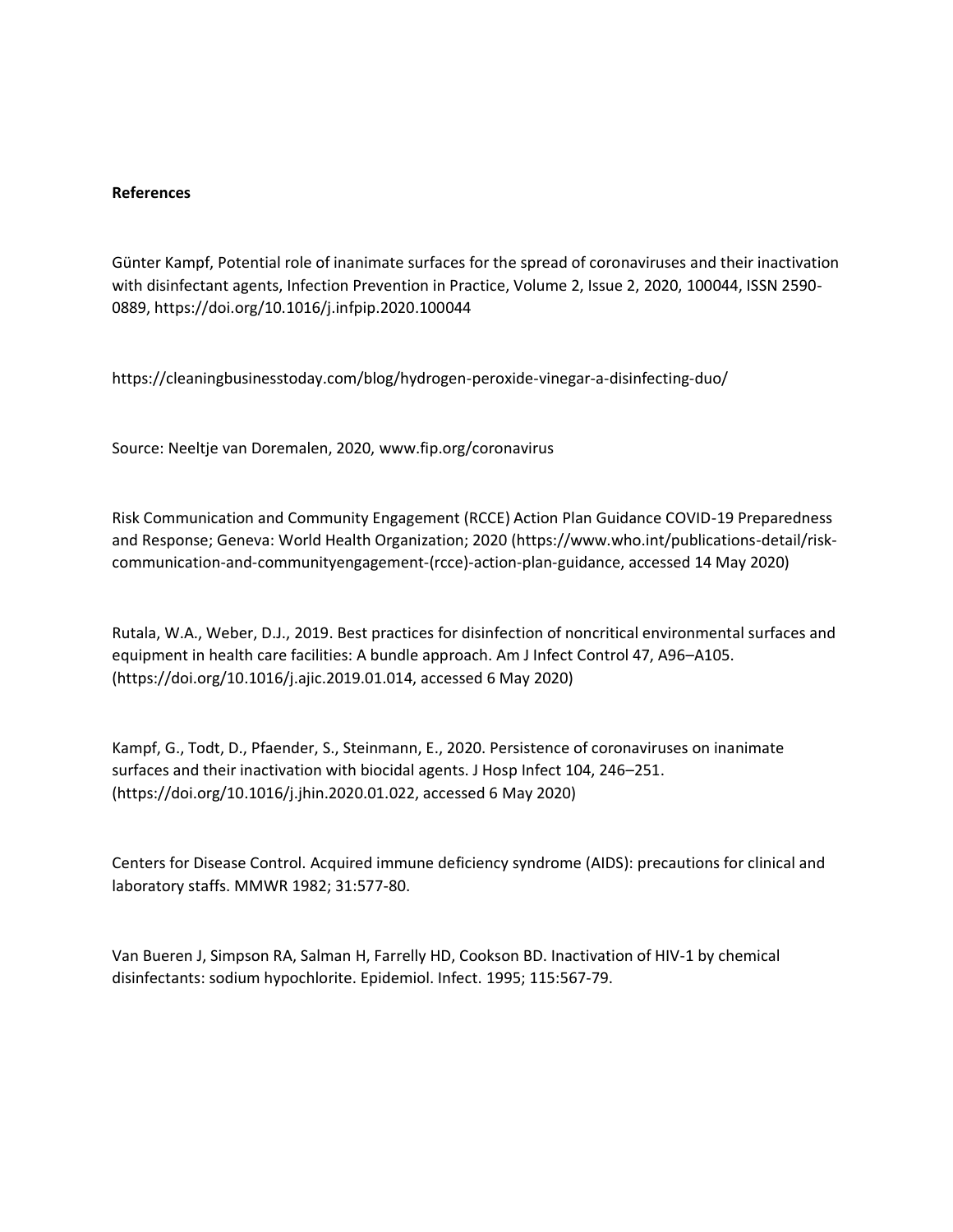**References**

Günter Kampf, Potential role of inanimate surfaces for the spread of coronaviruses and their inactivation with disinfectant agents, Infection Prevention in Practice, Volume 2, Issue 2, 2020, 100044, ISSN 2590-0889, https://doi.org/10.1016/j.infpip.2020.100044

https://cleaningbusinesstoday.com/blog/hydrogen-peroxide-vinegar-a-disinfecting-duo/

Source: Neeltje van Doremalen, 2020, www.fip.org/coronavirus

Risk Communication and Community Engagement (RCCE) Action Plan Guidance COVID-19 Preparedness and Response; Geneva: World Health Organization; 2020 (https://www.who.int/publications-detail/risk-communication-and-communityengagement-(rcce)-action-plan-guidance, accessed 14 May 2020)

Rutala, W.A., Weber, D.J., 2019. Best practices for disinfection of noncritical environmental surfaces and equipment in health care facilities: A bundle approach. Am J Infect Control 47, A96–A105. (https://doi.org/10.1016/j.ajic.2019.01.014, accessed 6 May 2020)

Kampf, G., Todt, D., Pfaender, S., Steinmann, E., 2020. Persistence of coronaviruses on inanimate surfaces and their inactivation with biocidal agents. J Hosp Infect 104, 246–251. (https://doi.org/10.1016/j.jhin.2020.01.022, accessed 6 May 2020)

Centers for Disease Control. Acquired immune deficiency syndrome (AIDS): precautions for clinical and laboratory staffs. MMWR 1982; 31:577-80.

Van Bueren J, Simpson RA, Salman H, Farrelly HD, Cookson BD. Inactivation of HIV-1 by chemical disinfectants: sodium hypochlorite. Epidemiol. Infect. 1995; 115:567-79.